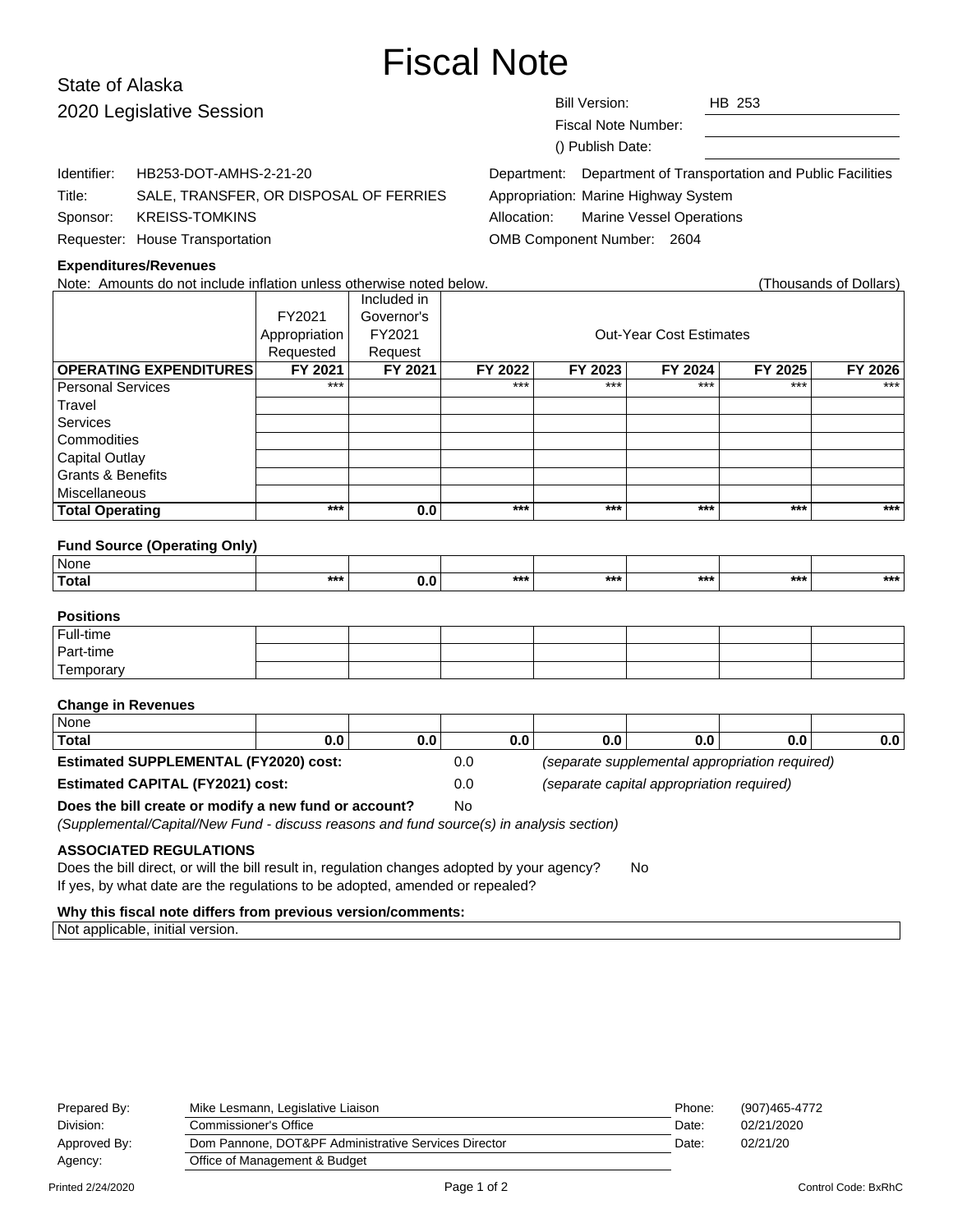# Fiscal Note

State of Alaska
2020 Legislative Session

| | |
|---|---|
| Bill Version: | HB 253 |
| Fiscal Note Number: | |
| () Publish Date: | |

| | |
|---|---|
| Identifier: | HB253-DOT-AMHS-2-21-20 |
| Title: | SALE, TRANSFER, OR DISPOSAL OF FERRIES |
| Sponsor: | KREISS-TOMKINS |
| Requester: | House Transportation |

| | |
|---|---|
| Department: | Department of Transportation and Public Facilities |
| Appropriation: | Marine Highway System |
| Allocation: | Marine Vessel Operations |
| OMB Component Number: | 2604 |

**Expenditures/Revenues**

Note: Amounts do not include inflation unless otherwise noted below. (Thousands of Dollars)

| | FY2021 Appropriation Requested | Included in Governor's FY2021 Request | Out-Year Cost Estimates | | | | |
|---|---|---|---|---|---|---|---|
| **OPERATING EXPENDITURES** | **FY 2021** | **FY 2021** | **FY 2022** | **FY 2023** | **FY 2024** | **FY 2025** | **FY 2026** |
| Personal Services | *** | | *** | *** | *** | *** | *** |
| Travel | | | | | | | |
| Services | | | | | | | |
| Commodities | | | | | | | |
| Capital Outlay | | | | | | | |
| Grants & Benefits | | | | | | | |
| Miscellaneous | | | | | | | |
| **Total Operating** | *** | 0.0 | *** | *** | *** | *** | *** |

**Fund Source (Operating Only)**

| | | | | | | | |
|---|---|---|---|---|---|---|---|
| None | | | | | | | |
| **Total** | *** | 0.0 | *** | *** | *** | *** | *** |

**Positions**

| | | | | | | | |
|---|---|---|---|---|---|---|---|
| Full-time | | | | | | | |
| Part-time | | | | | | | |
| Temporary | | | | | | | |

**Change in Revenues**

| | | | | | | | |
|---|---|---|---|---|---|---|---|
| None | | | | | | | |
| **Total** | 0.0 | 0.0 | 0.0 | 0.0 | 0.0 | 0.0 | 0.0 |

**Estimated SUPPLEMENTAL (FY2020) cost:** 0.0 *(separate supplemental appropriation required)*

**Estimated CAPITAL (FY2021) cost:** 0.0 *(separate capital appropriation required)*

**Does the bill create or modify a new fund or account?** No

*(Supplemental/Capital/New Fund - discuss reasons and fund source(s) in analysis section)*

**ASSOCIATED REGULATIONS**

Does the bill direct, or will the bill result in, regulation changes adopted by your agency? No

If yes, by what date are the regulations to be adopted, amended or repealed?

**Why this fiscal note differs from previous version/comments:**

Not applicable, initial version.

| | | | |
|---|---|---|---|
| Prepared By: | Mike Lesmann, Legislative Liaison | Phone: | (907)465-4772 |
| Division: | Commissioner's Office | Date: | 02/21/2020 |
| Approved By: | Dom Pannone, DOT&PF Administrative Services Director | Date: | 02/21/20 |
| Agency: | Office of Management & Budget | | |

Printed 2/24/2020 Control Code: BxRhC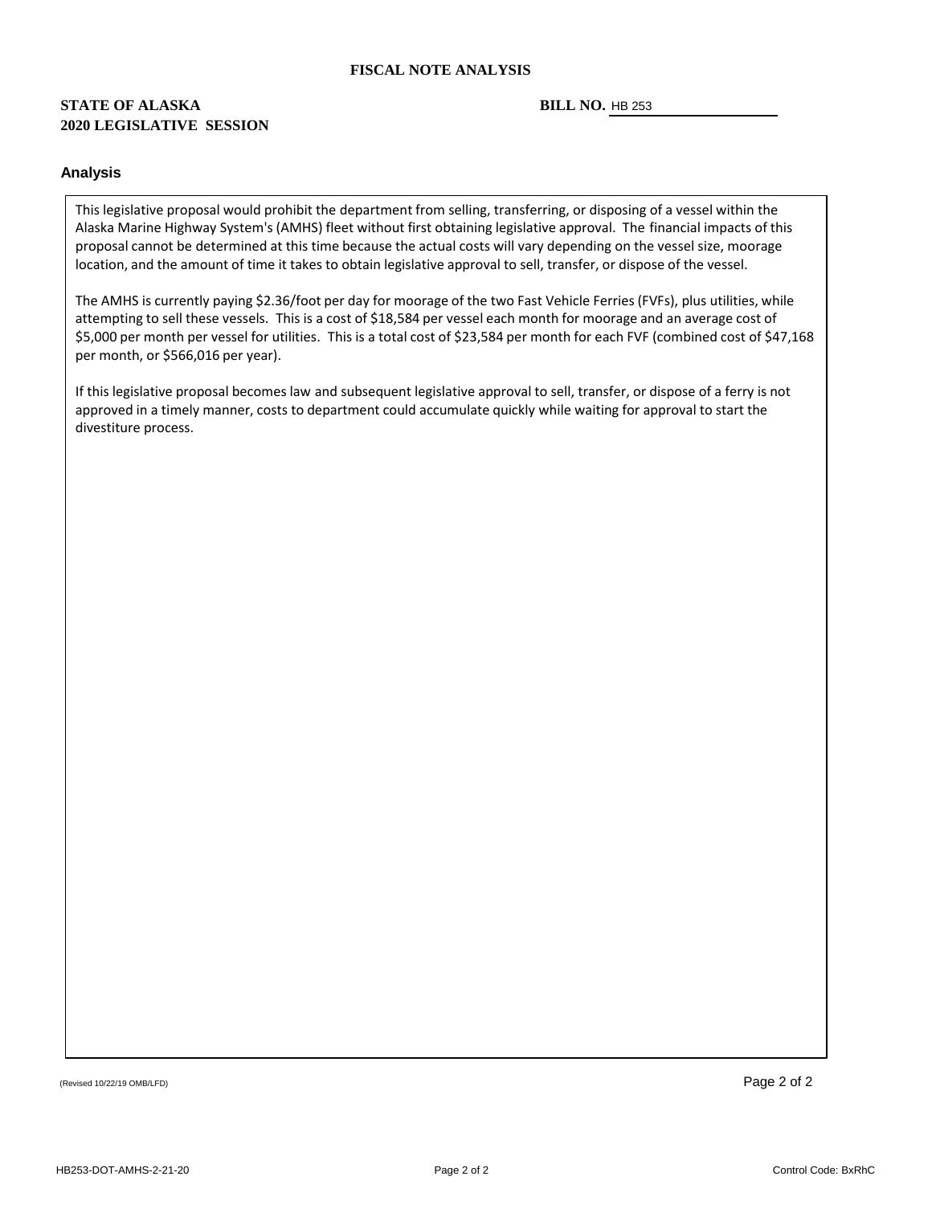**FISCAL NOTE ANALYSIS**

**STATE OF ALASKA**
**2020 LEGISLATIVE SESSION**

**BILL NO.** HB 253

## Analysis

This legislative proposal would prohibit the department from selling, transferring, or disposing of a vessel within the Alaska Marine Highway System's (AMHS) fleet without first obtaining legislative approval. The financial impacts of this proposal cannot be determined at this time because the actual costs will vary depending on the vessel size, moorage location, and the amount of time it takes to obtain legislative approval to sell, transfer, or dispose of the vessel.

The AMHS is currently paying $2.36/foot per day for moorage of the two Fast Vehicle Ferries (FVFs), plus utilities, while attempting to sell these vessels. This is a cost of $18,584 per vessel each month for moorage and an average cost of $5,000 per month per vessel for utilities. This is a total cost of $23,584 per month for each FVF (combined cost of $47,168 per month, or $566,016 per year).

If this legislative proposal becomes law and subsequent legislative approval to sell, transfer, or dispose of a ferry is not approved in a timely manner, costs to department could accumulate quickly while waiting for approval to start the divestiture process.

(Revised 10/22/19 OMB/LFD)

HB253-DOT-AMHS-2-21-20

Control Code: BxRhC